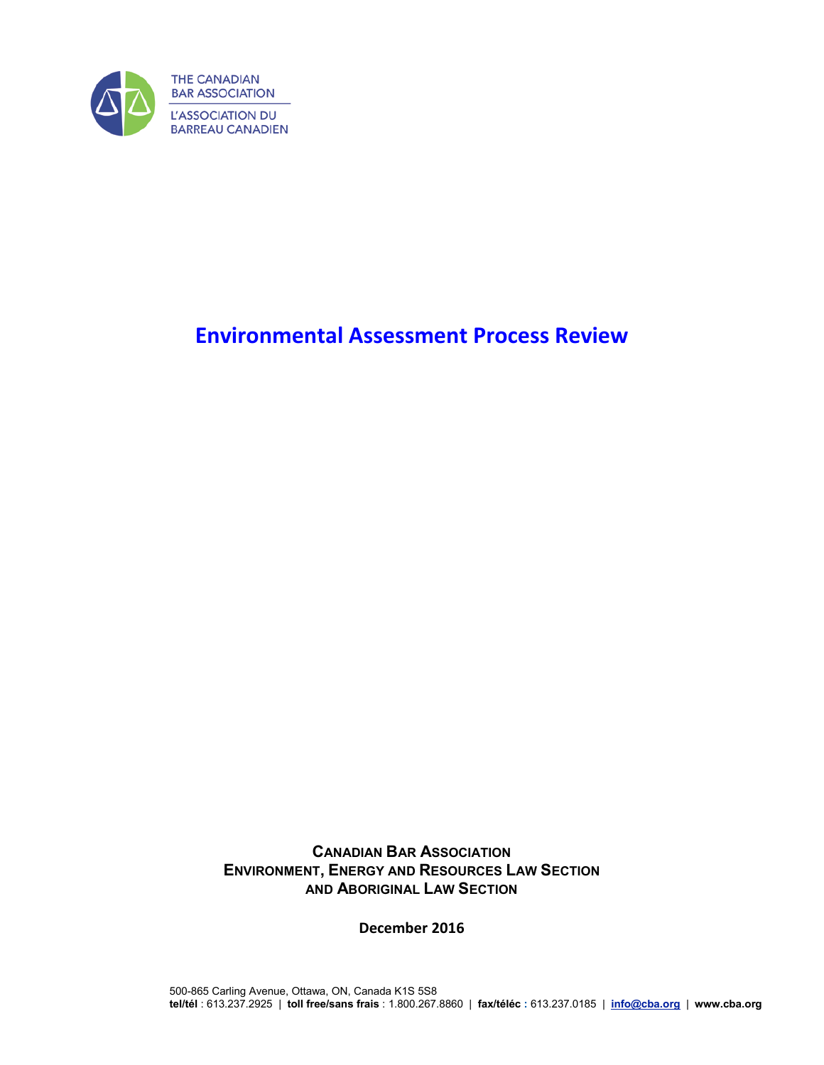THE CANADIAN BAR ASSOCIATION

L'ASSOCIATION DU BARREAU CANADIEN

# Environmental Assessment Process Review

**CANADIAN BAR ASSOCIATION**
**ENVIRONMENT, ENERGY AND RESOURCES LAW SECTION**
**AND ABORIGINAL LAW SECTION**

**December 2016**

500-865 Carling Avenue, Ottawa, ON, Canada K1S 5S8
**tel/tél** : 613.237.2925 | **toll free/sans frais** : 1.800.267.8860 | **fax/téléc** : 613.237.0185 | **info@cba.org** | **www.cba.org**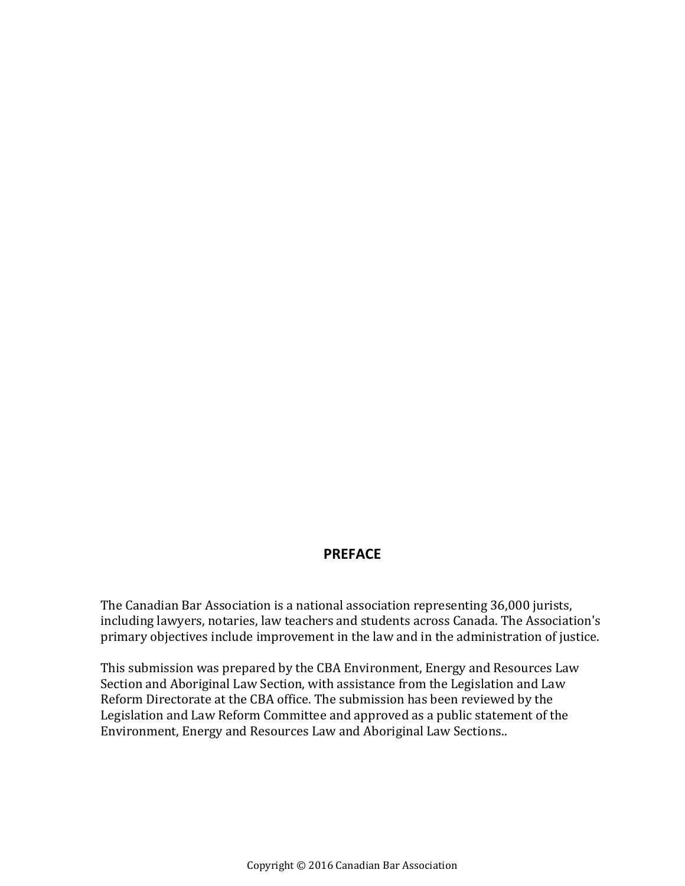# PREFACE

The Canadian Bar Association is a national association representing 36,000 jurists, including lawyers, notaries, law teachers and students across Canada. The Association's primary objectives include improvement in the law and in the administration of justice.

This submission was prepared by the CBA Environment, Energy and Resources Law Section and Aboriginal Law Section, with assistance from the Legislation and Law Reform Directorate at the CBA office. The submission has been reviewed by the Legislation and Law Reform Committee and approved as a public statement of the Environment, Energy and Resources Law and Aboriginal Law Sections..

Copyright © 2016 Canadian Bar Association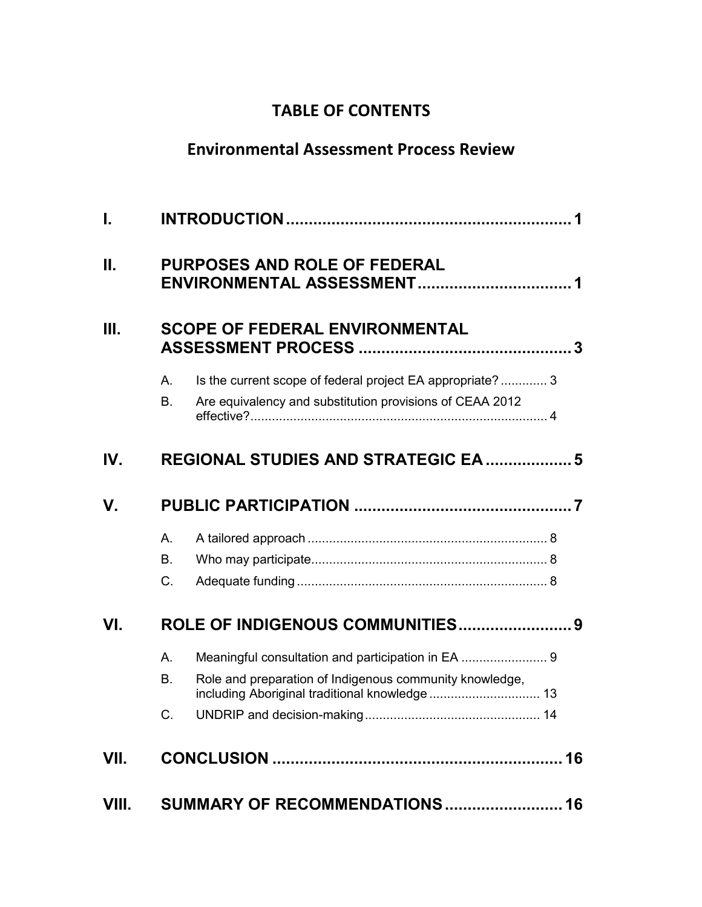# TABLE OF CONTENTS

## Environmental Assessment Process Review

I. INTRODUCTION .............................................................. 1

II. PURPOSES AND ROLE OF FEDERAL ENVIRONMENTAL ASSESSMENT .................................. 1

III. SCOPE OF FEDERAL ENVIRONMENTAL ASSESSMENT PROCESS ............................................... 3

- A. Is the current scope of federal project EA appropriate? ............. 3
- B. Are equivalency and substitution provisions of CEAA 2012 effective?.................................................................................. 4

IV. REGIONAL STUDIES AND STRATEGIC EA ................... 5

V. PUBLIC PARTICIPATION ................................................ 7

- A. A tailored approach .................................................................. 8
- B. Who may participate................................................................. 8
- C. Adequate funding ..................................................................... 8

VI. ROLE OF INDIGENOUS COMMUNITIES......................... 9

- A. Meaningful consultation and participation in EA ........................ 9
- B. Role and preparation of Indigenous community knowledge, including Aboriginal traditional knowledge ............................... 13
- C. UNDRIP and decision-making................................................. 14

VII. CONCLUSION ................................................................ 16

VIII. SUMMARY OF RECOMMENDATIONS .......................... 16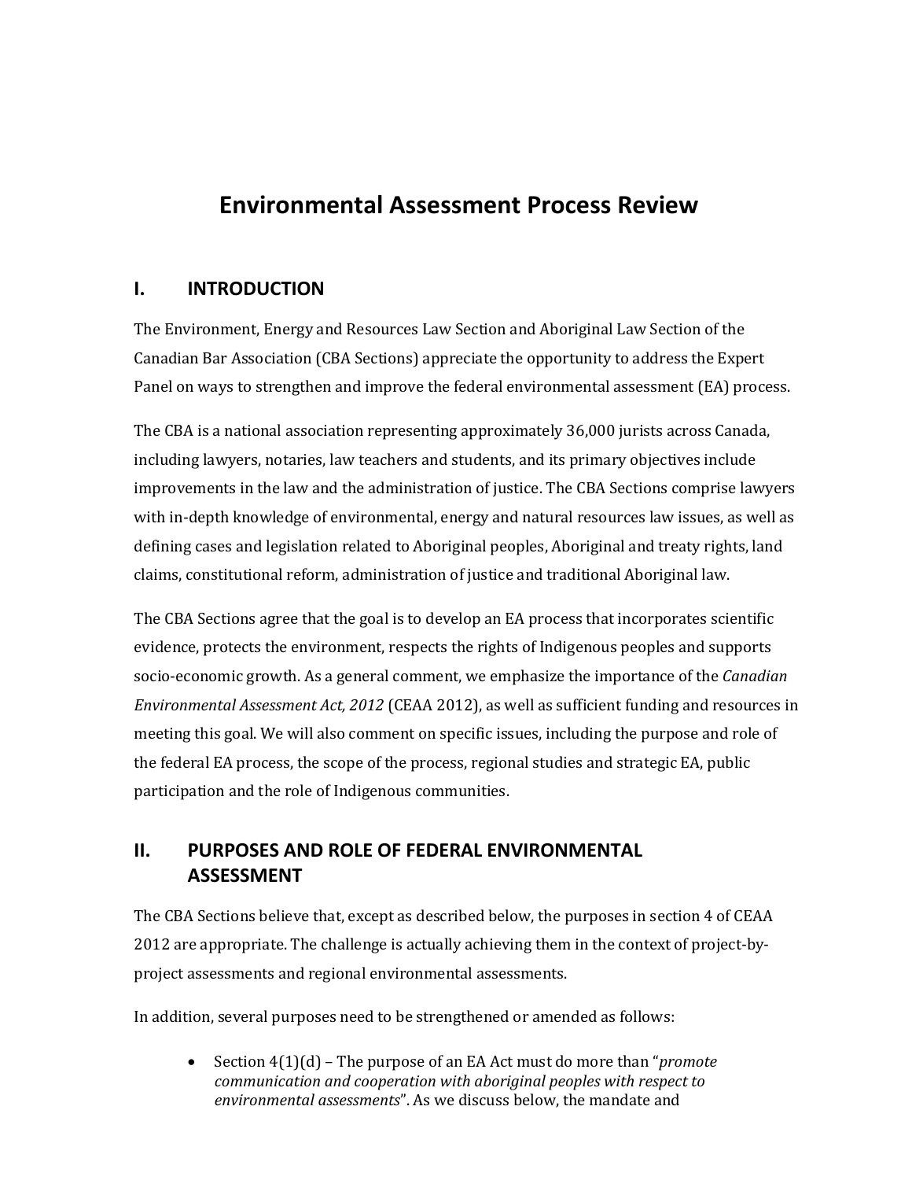# Environmental Assessment Process Review

## I. INTRODUCTION

The Environment, Energy and Resources Law Section and Aboriginal Law Section of the Canadian Bar Association (CBA Sections) appreciate the opportunity to address the Expert Panel on ways to strengthen and improve the federal environmental assessment (EA) process.

The CBA is a national association representing approximately 36,000 jurists across Canada, including lawyers, notaries, law teachers and students, and its primary objectives include improvements in the law and the administration of justice. The CBA Sections comprise lawyers with in-depth knowledge of environmental, energy and natural resources law issues, as well as defining cases and legislation related to Aboriginal peoples, Aboriginal and treaty rights, land claims, constitutional reform, administration of justice and traditional Aboriginal law.

The CBA Sections agree that the goal is to develop an EA process that incorporates scientific evidence, protects the environment, respects the rights of Indigenous peoples and supports socio-economic growth. As a general comment, we emphasize the importance of the *Canadian Environmental Assessment Act, 2012* (CEAA 2012), as well as sufficient funding and resources in meeting this goal. We will also comment on specific issues, including the purpose and role of the federal EA process, the scope of the process, regional studies and strategic EA, public participation and the role of Indigenous communities.

## II. PURPOSES AND ROLE OF FEDERAL ENVIRONMENTAL ASSESSMENT

The CBA Sections believe that, except as described below, the purposes in section 4 of CEAA 2012 are appropriate. The challenge is actually achieving them in the context of project-by-project assessments and regional environmental assessments.

In addition, several purposes need to be strengthened or amended as follows:

- Section 4(1)(d) – The purpose of an EA Act must do more than "*promote communication and cooperation with aboriginal peoples with respect to environmental assessments*". As we discuss below, the mandate and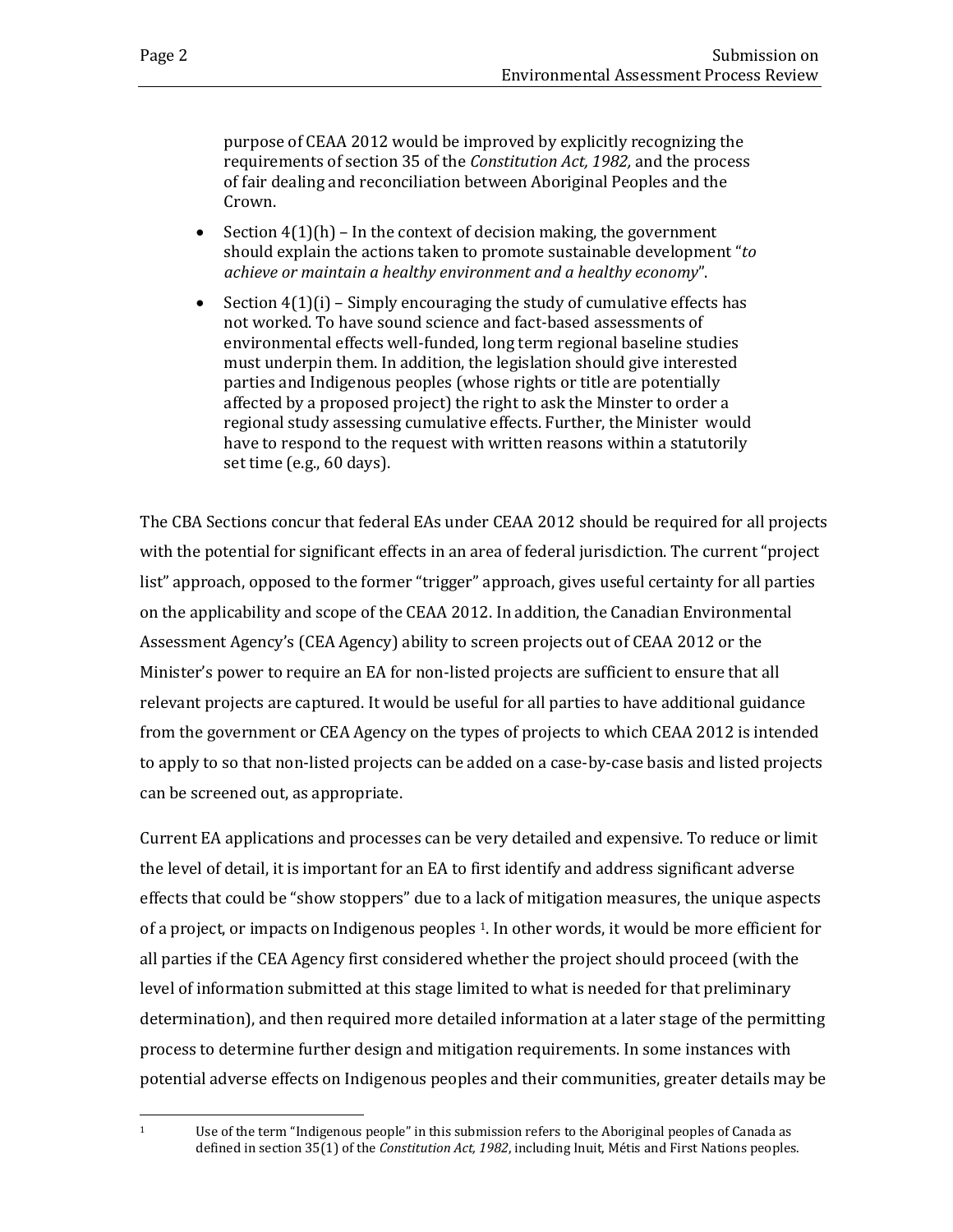purpose of CEAA 2012 would be improved by explicitly recognizing the requirements of section 35 of the *Constitution Act, 1982,* and the process of fair dealing and reconciliation between Aboriginal Peoples and the Crown.

- Section 4(1)(h) – In the context of decision making, the government should explain the actions taken to promote sustainable development "*to achieve or maintain a healthy environment and a healthy economy*".
- Section 4(1)(i) – Simply encouraging the study of cumulative effects has not worked. To have sound science and fact-based assessments of environmental effects well-funded, long term regional baseline studies must underpin them. In addition, the legislation should give interested parties and Indigenous peoples (whose rights or title are potentially affected by a proposed project) the right to ask the Minster to order a regional study assessing cumulative effects. Further, the Minister would have to respond to the request with written reasons within a statutorily set time (e.g., 60 days).

The CBA Sections concur that federal EAs under CEAA 2012 should be required for all projects with the potential for significant effects in an area of federal jurisdiction. The current "project list" approach, opposed to the former "trigger" approach, gives useful certainty for all parties on the applicability and scope of the CEAA 2012. In addition, the Canadian Environmental Assessment Agency's (CEA Agency) ability to screen projects out of CEAA 2012 or the Minister's power to require an EA for non-listed projects are sufficient to ensure that all relevant projects are captured. It would be useful for all parties to have additional guidance from the government or CEA Agency on the types of projects to which CEAA 2012 is intended to apply to so that non-listed projects can be added on a case-by-case basis and listed projects can be screened out, as appropriate.

Current EA applications and processes can be very detailed and expensive. To reduce or limit the level of detail, it is important for an EA to first identify and address significant adverse effects that could be "show stoppers" due to a lack of mitigation measures, the unique aspects of a project, or impacts on Indigenous peoples [1]. In other words, it would be more efficient for all parties if the CEA Agency first considered whether the project should proceed (with the level of information submitted at this stage limited to what is needed for that preliminary determination), and then required more detailed information at a later stage of the permitting process to determine further design and mitigation requirements. In some instances with potential adverse effects on Indigenous peoples and their communities, greater details may be

[1] Use of the term "Indigenous people" in this submission refers to the Aboriginal peoples of Canada as defined in section 35(1) of the *Constitution Act, 1982*, including Inuit, Métis and First Nations peoples.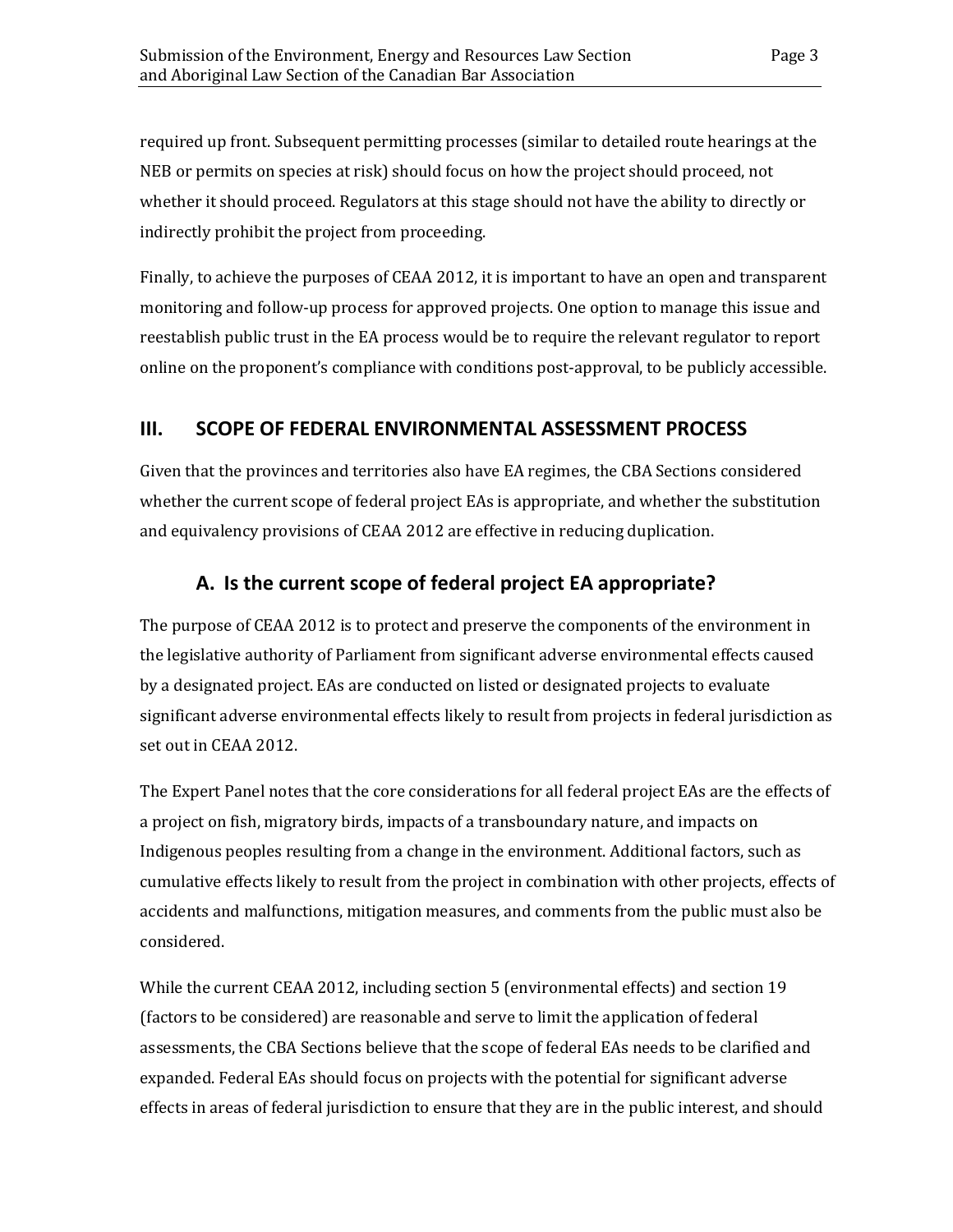required up front. Subsequent permitting processes (similar to detailed route hearings at the NEB or permits on species at risk) should focus on how the project should proceed, not whether it should proceed. Regulators at this stage should not have the ability to directly or indirectly prohibit the project from proceeding.

Finally, to achieve the purposes of CEAA 2012, it is important to have an open and transparent monitoring and follow-up process for approved projects. One option to manage this issue and reestablish public trust in the EA process would be to require the relevant regulator to report online on the proponent's compliance with conditions post-approval, to be publicly accessible.

## III. SCOPE OF FEDERAL ENVIRONMENTAL ASSESSMENT PROCESS

Given that the provinces and territories also have EA regimes, the CBA Sections considered whether the current scope of federal project EAs is appropriate, and whether the substitution and equivalency provisions of CEAA 2012 are effective in reducing duplication.

### A. Is the current scope of federal project EA appropriate?

The purpose of CEAA 2012 is to protect and preserve the components of the environment in the legislative authority of Parliament from significant adverse environmental effects caused by a designated project. EAs are conducted on listed or designated projects to evaluate significant adverse environmental effects likely to result from projects in federal jurisdiction as set out in CEAA 2012.

The Expert Panel notes that the core considerations for all federal project EAs are the effects of a project on fish, migratory birds, impacts of a transboundary nature, and impacts on Indigenous peoples resulting from a change in the environment. Additional factors, such as cumulative effects likely to result from the project in combination with other projects, effects of accidents and malfunctions, mitigation measures, and comments from the public must also be considered.

While the current CEAA 2012, including section 5 (environmental effects) and section 19 (factors to be considered) are reasonable and serve to limit the application of federal assessments, the CBA Sections believe that the scope of federal EAs needs to be clarified and expanded. Federal EAs should focus on projects with the potential for significant adverse effects in areas of federal jurisdiction to ensure that they are in the public interest, and should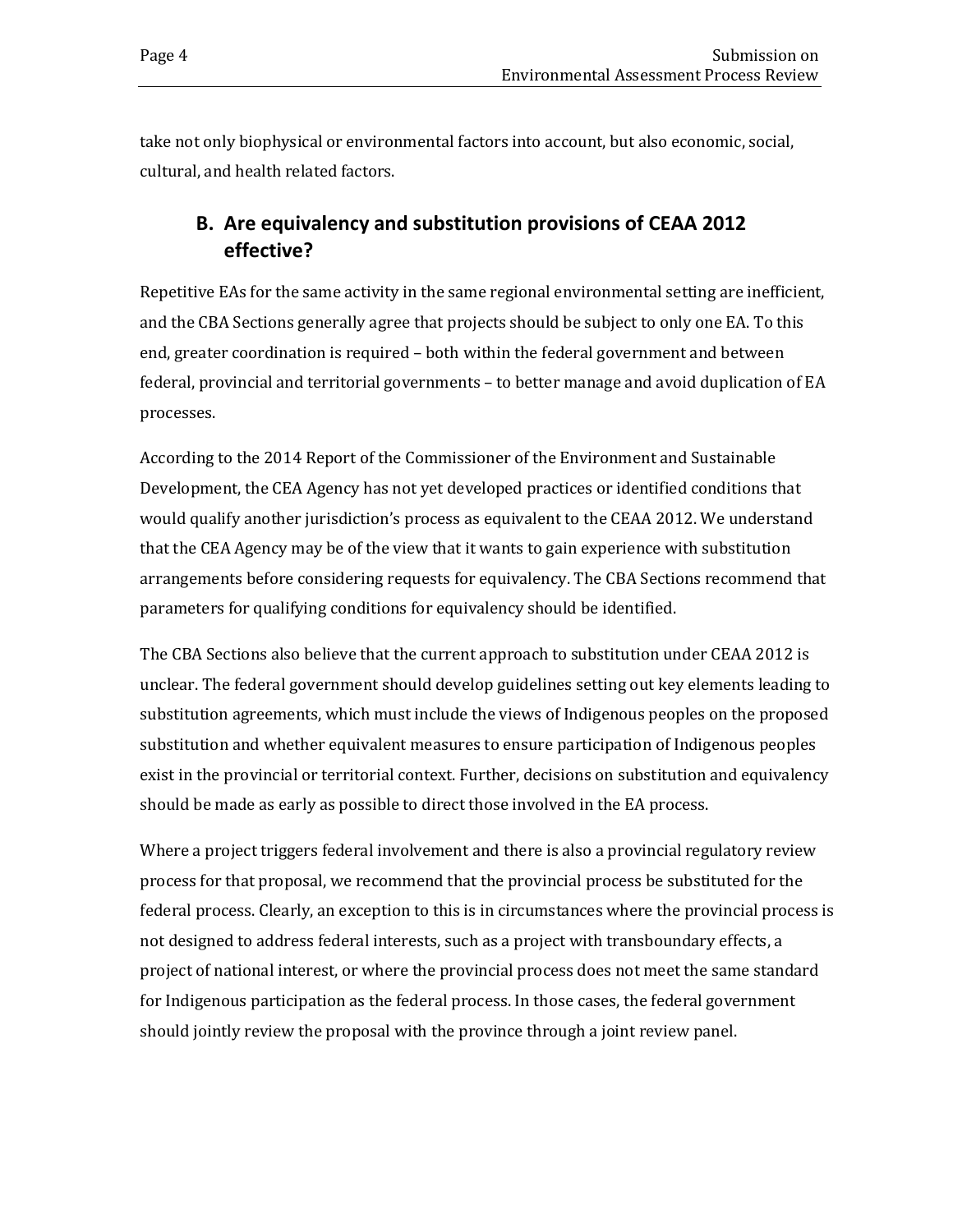take not only biophysical or environmental factors into account, but also economic, social, cultural, and health related factors.

## B. Are equivalency and substitution provisions of CEAA 2012 effective?

Repetitive EAs for the same activity in the same regional environmental setting are inefficient, and the CBA Sections generally agree that projects should be subject to only one EA. To this end, greater coordination is required – both within the federal government and between federal, provincial and territorial governments – to better manage and avoid duplication of EA processes.

According to the 2014 Report of the Commissioner of the Environment and Sustainable Development, the CEA Agency has not yet developed practices or identified conditions that would qualify another jurisdiction's process as equivalent to the CEAA 2012. We understand that the CEA Agency may be of the view that it wants to gain experience with substitution arrangements before considering requests for equivalency. The CBA Sections recommend that parameters for qualifying conditions for equivalency should be identified.

The CBA Sections also believe that the current approach to substitution under CEAA 2012 is unclear. The federal government should develop guidelines setting out key elements leading to substitution agreements, which must include the views of Indigenous peoples on the proposed substitution and whether equivalent measures to ensure participation of Indigenous peoples exist in the provincial or territorial context. Further, decisions on substitution and equivalency should be made as early as possible to direct those involved in the EA process.

Where a project triggers federal involvement and there is also a provincial regulatory review process for that proposal, we recommend that the provincial process be substituted for the federal process. Clearly, an exception to this is in circumstances where the provincial process is not designed to address federal interests, such as a project with transboundary effects, a project of national interest, or where the provincial process does not meet the same standard for Indigenous participation as the federal process. In those cases, the federal government should jointly review the proposal with the province through a joint review panel.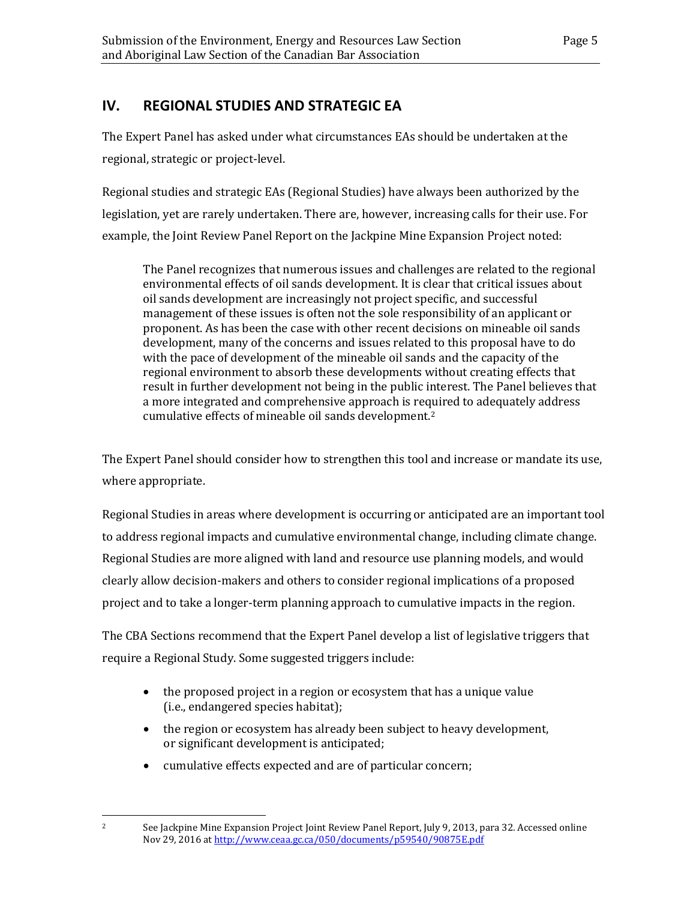## IV. REGIONAL STUDIES AND STRATEGIC EA

The Expert Panel has asked under what circumstances EAs should be undertaken at the regional, strategic or project-level.

Regional studies and strategic EAs (Regional Studies) have always been authorized by the legislation, yet are rarely undertaken. There are, however, increasing calls for their use. For example, the Joint Review Panel Report on the Jackpine Mine Expansion Project noted:

> The Panel recognizes that numerous issues and challenges are related to the regional environmental effects of oil sands development. It is clear that critical issues about oil sands development are increasingly not project specific, and successful management of these issues is often not the sole responsibility of an applicant or proponent. As has been the case with other recent decisions on mineable oil sands development, many of the concerns and issues related to this proposal have to do with the pace of development of the mineable oil sands and the capacity of the regional environment to absorb these developments without creating effects that result in further development not being in the public interest. The Panel believes that a more integrated and comprehensive approach is required to adequately address cumulative effects of mineable oil sands development.[2]

The Expert Panel should consider how to strengthen this tool and increase or mandate its use, where appropriate.

Regional Studies in areas where development is occurring or anticipated are an important tool to address regional impacts and cumulative environmental change, including climate change. Regional Studies are more aligned with land and resource use planning models, and would clearly allow decision-makers and others to consider regional implications of a proposed project and to take a longer-term planning approach to cumulative impacts in the region.

The CBA Sections recommend that the Expert Panel develop a list of legislative triggers that require a Regional Study. Some suggested triggers include:

- the proposed project in a region or ecosystem that has a unique value (i.e., endangered species habitat);
- the region or ecosystem has already been subject to heavy development, or significant development is anticipated;
- cumulative effects expected and are of particular concern;

---

[2] See Jackpine Mine Expansion Project Joint Review Panel Report, July 9, 2013, para 32. Accessed online Nov 29, 2016 at http://www.ceaa.gc.ca/050/documents/p59540/90875E.pdf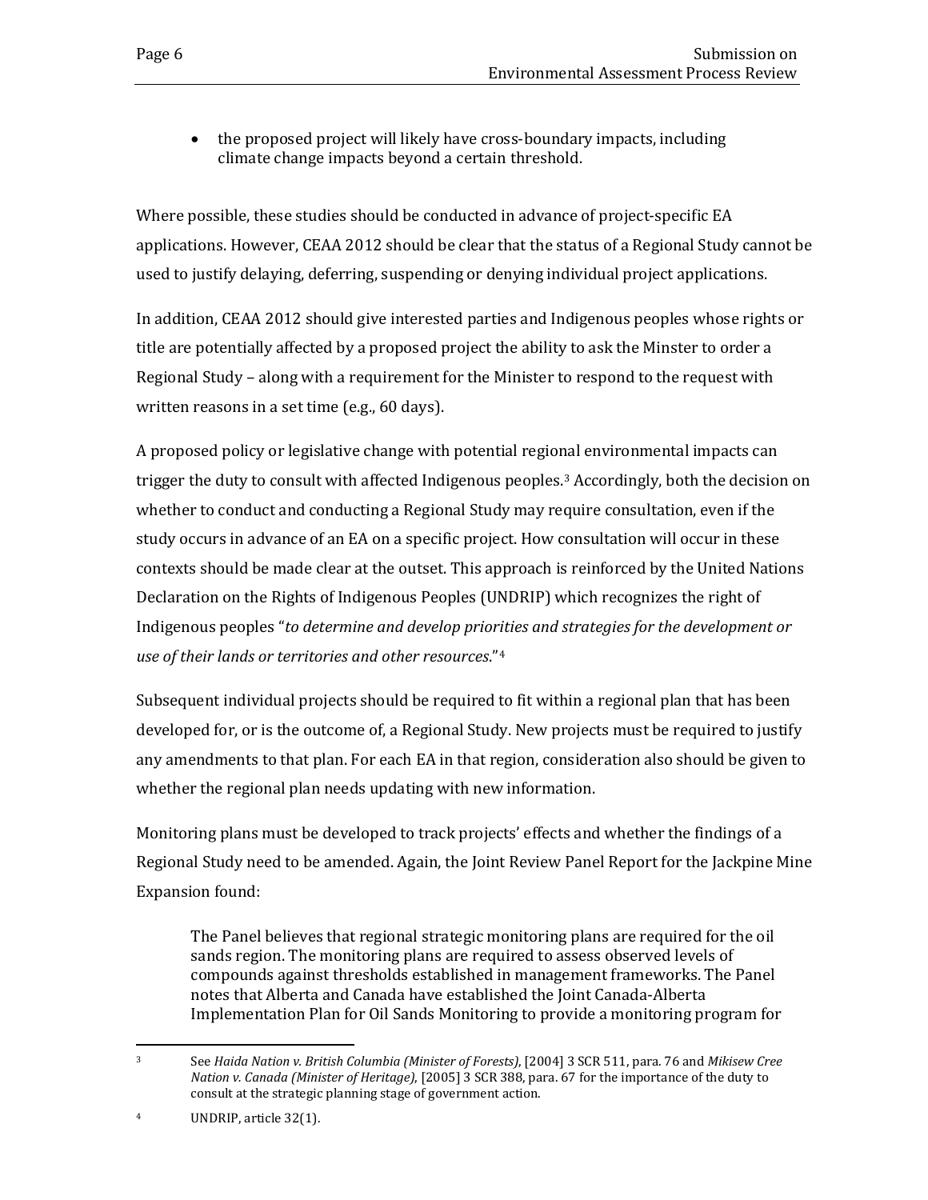- the proposed project will likely have cross-boundary impacts, including climate change impacts beyond a certain threshold.

Where possible, these studies should be conducted in advance of project-specific EA applications. However, CEAA 2012 should be clear that the status of a Regional Study cannot be used to justify delaying, deferring, suspending or denying individual project applications.

In addition, CEAA 2012 should give interested parties and Indigenous peoples whose rights or title are potentially affected by a proposed project the ability to ask the Minster to order a Regional Study – along with a requirement for the Minister to respond to the request with written reasons in a set time (e.g., 60 days).

A proposed policy or legislative change with potential regional environmental impacts can trigger the duty to consult with affected Indigenous peoples.[3] Accordingly, both the decision on whether to conduct and conducting a Regional Study may require consultation, even if the study occurs in advance of an EA on a specific project. How consultation will occur in these contexts should be made clear at the outset. This approach is reinforced by the United Nations Declaration on the Rights of Indigenous Peoples (UNDRIP) which recognizes the right of Indigenous peoples "*to determine and develop priorities and strategies for the development or use of their lands or territories and other resources*."[4]

Subsequent individual projects should be required to fit within a regional plan that has been developed for, or is the outcome of, a Regional Study. New projects must be required to justify any amendments to that plan. For each EA in that region, consideration also should be given to whether the regional plan needs updating with new information.

Monitoring plans must be developed to track projects' effects and whether the findings of a Regional Study need to be amended. Again, the Joint Review Panel Report for the Jackpine Mine Expansion found:

> The Panel believes that regional strategic monitoring plans are required for the oil sands region. The monitoring plans are required to assess observed levels of compounds against thresholds established in management frameworks. The Panel notes that Alberta and Canada have established the Joint Canada-Alberta Implementation Plan for Oil Sands Monitoring to provide a monitoring program for

---

[3] See *Haida Nation v. British Columbia (Minister of Forests)*, [2004] 3 SCR 511, para. 76 and *Mikisew Cree Nation v. Canada (Minister of Heritage)*, [2005] 3 SCR 388, para. 67 for the importance of the duty to consult at the strategic planning stage of government action.

[4] UNDRIP, article 32(1).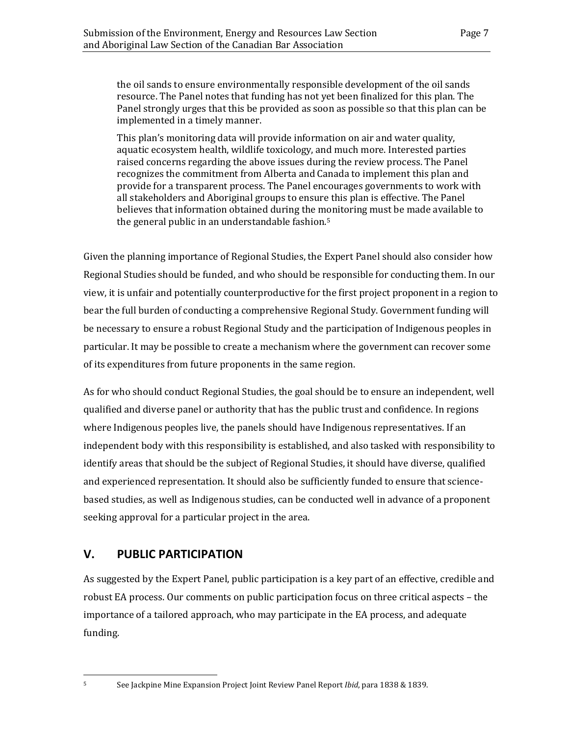> the oil sands to ensure environmentally responsible development of the oil sands resource. The Panel notes that funding has not yet been finalized for this plan. The Panel strongly urges that this be provided as soon as possible so that this plan can be implemented in a timely manner.
>
> This plan's monitoring data will provide information on air and water quality, aquatic ecosystem health, wildlife toxicology, and much more. Interested parties raised concerns regarding the above issues during the review process. The Panel recognizes the commitment from Alberta and Canada to implement this plan and provide for a transparent process. The Panel encourages governments to work with all stakeholders and Aboriginal groups to ensure this plan is effective. The Panel believes that information obtained during the monitoring must be made available to the general public in an understandable fashion.[5]

Given the planning importance of Regional Studies, the Expert Panel should also consider how Regional Studies should be funded, and who should be responsible for conducting them. In our view, it is unfair and potentially counterproductive for the first project proponent in a region to bear the full burden of conducting a comprehensive Regional Study. Government funding will be necessary to ensure a robust Regional Study and the participation of Indigenous peoples in particular. It may be possible to create a mechanism where the government can recover some of its expenditures from future proponents in the same region.

As for who should conduct Regional Studies, the goal should be to ensure an independent, well qualified and diverse panel or authority that has the public trust and confidence. In regions where Indigenous peoples live, the panels should have Indigenous representatives. If an independent body with this responsibility is established, and also tasked with responsibility to identify areas that should be the subject of Regional Studies, it should have diverse, qualified and experienced representation. It should also be sufficiently funded to ensure that science-based studies, as well as Indigenous studies, can be conducted well in advance of a proponent seeking approval for a particular project in the area.

## V. PUBLIC PARTICIPATION

As suggested by the Expert Panel, public participation is a key part of an effective, credible and robust EA process. Our comments on public participation focus on three critical aspects – the importance of a tailored approach, who may participate in the EA process, and adequate funding.

---

[5] See Jackpine Mine Expansion Project Joint Review Panel Report *Ibid*, para 1838 & 1839.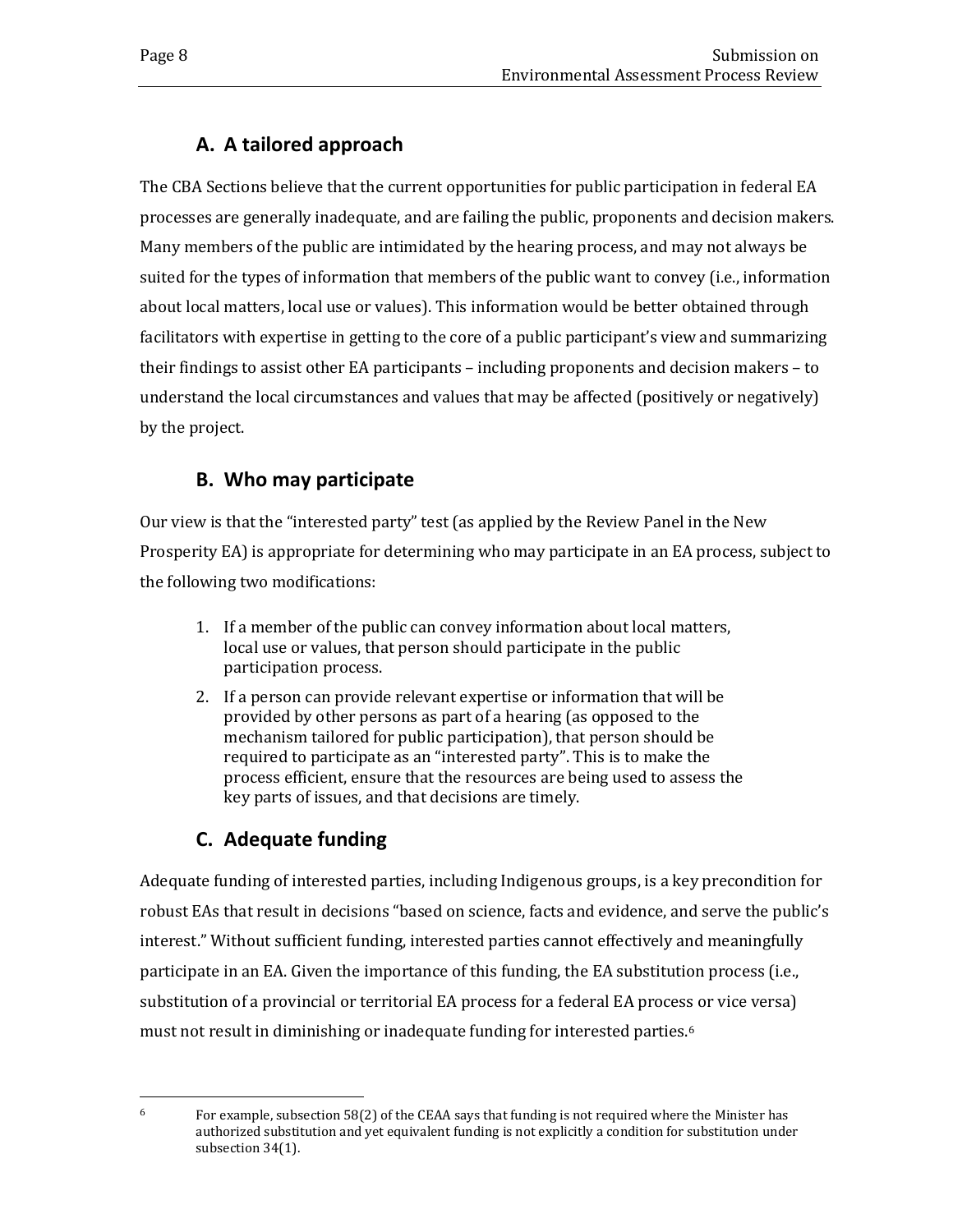## A. A tailored approach

The CBA Sections believe that the current opportunities for public participation in federal EA processes are generally inadequate, and are failing the public, proponents and decision makers. Many members of the public are intimidated by the hearing process, and may not always be suited for the types of information that members of the public want to convey (i.e., information about local matters, local use or values). This information would be better obtained through facilitators with expertise in getting to the core of a public participant's view and summarizing their findings to assist other EA participants – including proponents and decision makers – to understand the local circumstances and values that may be affected (positively or negatively) by the project.

## B. Who may participate

Our view is that the "interested party" test (as applied by the Review Panel in the New Prosperity EA) is appropriate for determining who may participate in an EA process, subject to the following two modifications:

1. If a member of the public can convey information about local matters, local use or values, that person should participate in the public participation process.
2. If a person can provide relevant expertise or information that will be provided by other persons as part of a hearing (as opposed to the mechanism tailored for public participation), that person should be required to participate as an "interested party". This is to make the process efficient, ensure that the resources are being used to assess the key parts of issues, and that decisions are timely.

## C. Adequate funding

Adequate funding of interested parties, including Indigenous groups, is a key precondition for robust EAs that result in decisions "based on science, facts and evidence, and serve the public's interest." Without sufficient funding, interested parties cannot effectively and meaningfully participate in an EA. Given the importance of this funding, the EA substitution process (i.e., substitution of a provincial or territorial EA process for a federal EA process or vice versa) must not result in diminishing or inadequate funding for interested parties.[6]

[6] For example, subsection 58(2) of the CEAA says that funding is not required where the Minister has authorized substitution and yet equivalent funding is not explicitly a condition for substitution under subsection 34(1).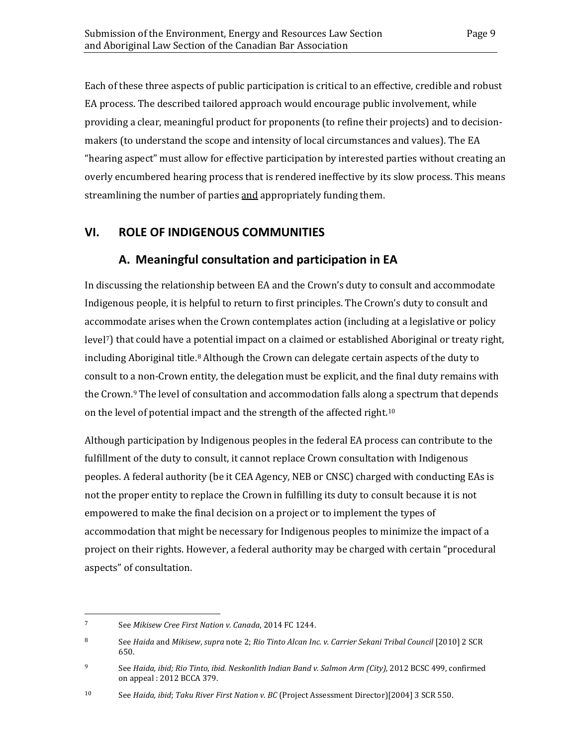Each of these three aspects of public participation is critical to an effective, credible and robust EA process. The described tailored approach would encourage public involvement, while providing a clear, meaningful product for proponents (to refine their projects) and to decision-makers (to understand the scope and intensity of local circumstances and values). The EA "hearing aspect" must allow for effective participation by interested parties without creating an overly encumbered hearing process that is rendered ineffective by its slow process. This means streamlining the number of parties <u>and</u> appropriately funding them.

## VI. ROLE OF INDIGENOUS COMMUNITIES

### A. Meaningful consultation and participation in EA

In discussing the relationship between EA and the Crown's duty to consult and accommodate Indigenous people, it is helpful to return to first principles. The Crown's duty to consult and accommodate arises when the Crown contemplates action (including at a legislative or policy level[7]) that could have a potential impact on a claimed or established Aboriginal or treaty right, including Aboriginal title.[8] Although the Crown can delegate certain aspects of the duty to consult to a non-Crown entity, the delegation must be explicit, and the final duty remains with the Crown.[9] The level of consultation and accommodation falls along a spectrum that depends on the level of potential impact and the strength of the affected right.[10]

Although participation by Indigenous peoples in the federal EA process can contribute to the fulfillment of the duty to consult, it cannot replace Crown consultation with Indigenous peoples. A federal authority (be it CEA Agency, NEB or CNSC) charged with conducting EAs is not the proper entity to replace the Crown in fulfilling its duty to consult because it is not empowered to make the final decision on a project or to implement the types of accommodation that might be necessary for Indigenous peoples to minimize the impact of a project on their rights. However, a federal authority may be charged with certain "procedural aspects" of consultation.

---

[7] See *Mikisew Cree First Nation v. Canada*, 2014 FC 1244.

[8] See *Haida* and *Mikisew*, *supra* note 2; *Rio Tinto Alcan Inc. v. Carrier Sekani Tribal Council* [2010] 2 SCR 650.

[9] See *Haida, ibid; Rio Tinto*, *ibid. Neskonlith Indian Band v. Salmon Arm (City),* 2012 BCSC 499, confirmed on appeal : 2012 BCCA 379.

[10] See *Haida, ibid*; *Taku River First Nation v. BC* (Project Assessment Director)[2004] 3 SCR 550.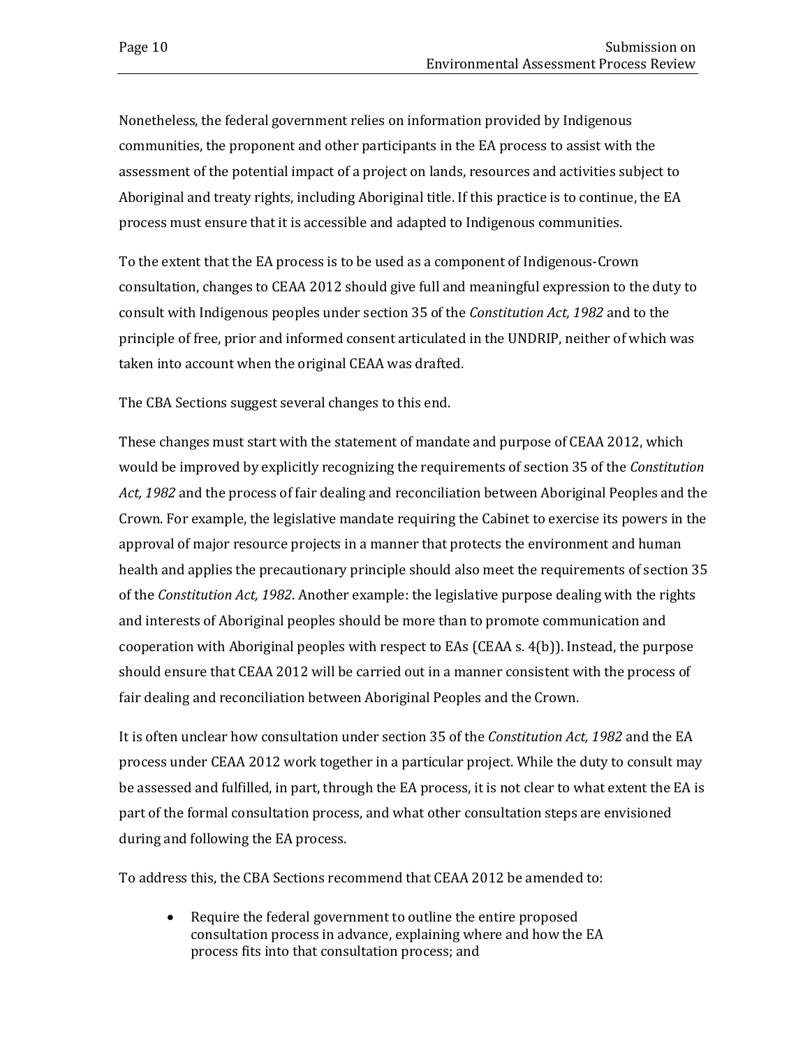Nonetheless, the federal government relies on information provided by Indigenous communities, the proponent and other participants in the EA process to assist with the assessment of the potential impact of a project on lands, resources and activities subject to Aboriginal and treaty rights, including Aboriginal title. If this practice is to continue, the EA process must ensure that it is accessible and adapted to Indigenous communities.

To the extent that the EA process is to be used as a component of Indigenous-Crown consultation, changes to CEAA 2012 should give full and meaningful expression to the duty to consult with Indigenous peoples under section 35 of the *Constitution Act, 1982* and to the principle of free, prior and informed consent articulated in the UNDRIP, neither of which was taken into account when the original CEAA was drafted.

The CBA Sections suggest several changes to this end.

These changes must start with the statement of mandate and purpose of CEAA 2012, which would be improved by explicitly recognizing the requirements of section 35 of the *Constitution Act, 1982* and the process of fair dealing and reconciliation between Aboriginal Peoples and the Crown. For example, the legislative mandate requiring the Cabinet to exercise its powers in the approval of major resource projects in a manner that protects the environment and human health and applies the precautionary principle should also meet the requirements of section 35 of the *Constitution Act, 1982*. Another example: the legislative purpose dealing with the rights and interests of Aboriginal peoples should be more than to promote communication and cooperation with Aboriginal peoples with respect to EAs (CEAA s. 4(b)). Instead, the purpose should ensure that CEAA 2012 will be carried out in a manner consistent with the process of fair dealing and reconciliation between Aboriginal Peoples and the Crown.

It is often unclear how consultation under section 35 of the *Constitution Act, 1982* and the EA process under CEAA 2012 work together in a particular project. While the duty to consult may be assessed and fulfilled, in part, through the EA process, it is not clear to what extent the EA is part of the formal consultation process, and what other consultation steps are envisioned during and following the EA process.

To address this, the CBA Sections recommend that CEAA 2012 be amended to:

- Require the federal government to outline the entire proposed consultation process in advance, explaining where and how the EA process fits into that consultation process; and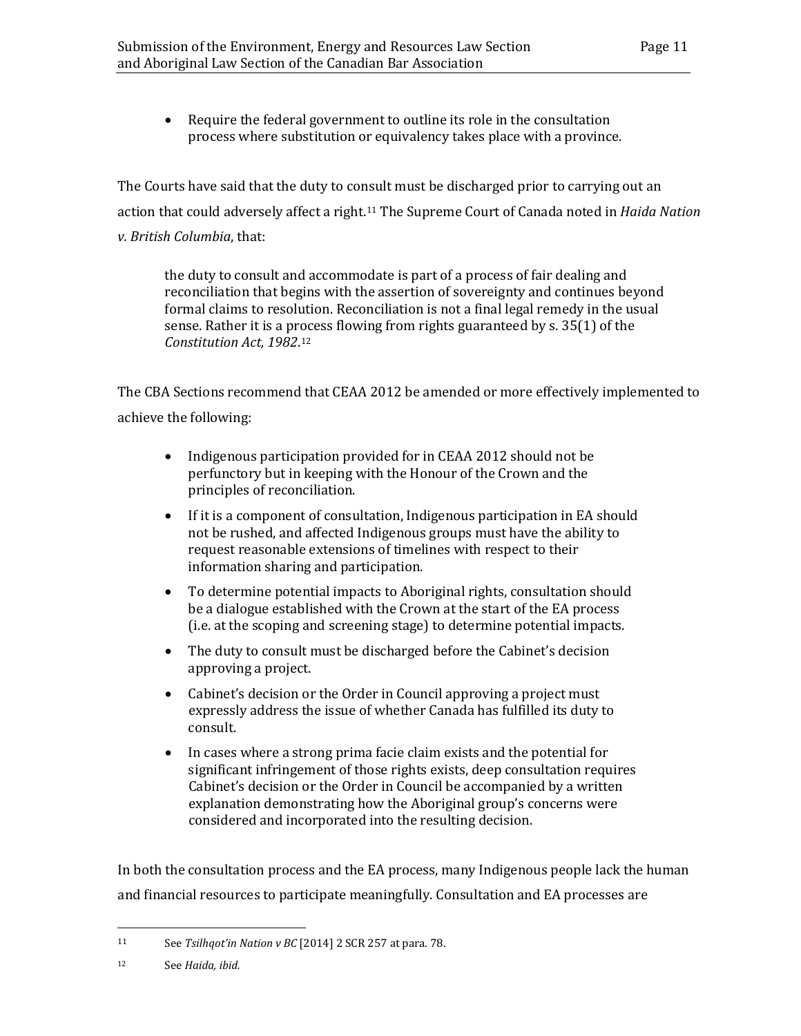- Require the federal government to outline its role in the consultation process where substitution or equivalency takes place with a province.

The Courts have said that the duty to consult must be discharged prior to carrying out an action that could adversely affect a right.[11] The Supreme Court of Canada noted in *Haida Nation v. British Columbia*, that:

> the duty to consult and accommodate is part of a process of fair dealing and reconciliation that begins with the assertion of sovereignty and continues beyond formal claims to resolution. Reconciliation is not a final legal remedy in the usual sense. Rather it is a process flowing from rights guaranteed by s. 35(1) of the *Constitution Act, 1982*.[12]

The CBA Sections recommend that CEAA 2012 be amended or more effectively implemented to achieve the following:

- Indigenous participation provided for in CEAA 2012 should not be perfunctory but in keeping with the Honour of the Crown and the principles of reconciliation.
- If it is a component of consultation, Indigenous participation in EA should not be rushed, and affected Indigenous groups must have the ability to request reasonable extensions of timelines with respect to their information sharing and participation.
- To determine potential impacts to Aboriginal rights, consultation should be a dialogue established with the Crown at the start of the EA process (i.e. at the scoping and screening stage) to determine potential impacts.
- The duty to consult must be discharged before the Cabinet's decision approving a project.
- Cabinet's decision or the Order in Council approving a project must expressly address the issue of whether Canada has fulfilled its duty to consult.
- In cases where a strong prima facie claim exists and the potential for significant infringement of those rights exists, deep consultation requires Cabinet's decision or the Order in Council be accompanied by a written explanation demonstrating how the Aboriginal group's concerns were considered and incorporated into the resulting decision.

In both the consultation process and the EA process, many Indigenous people lack the human and financial resources to participate meaningfully. Consultation and EA processes are

---

[11] See *Tsilhqot'in Nation v BC* [2014] 2 SCR 257 at para. 78.

[12] See *Haida, ibid.*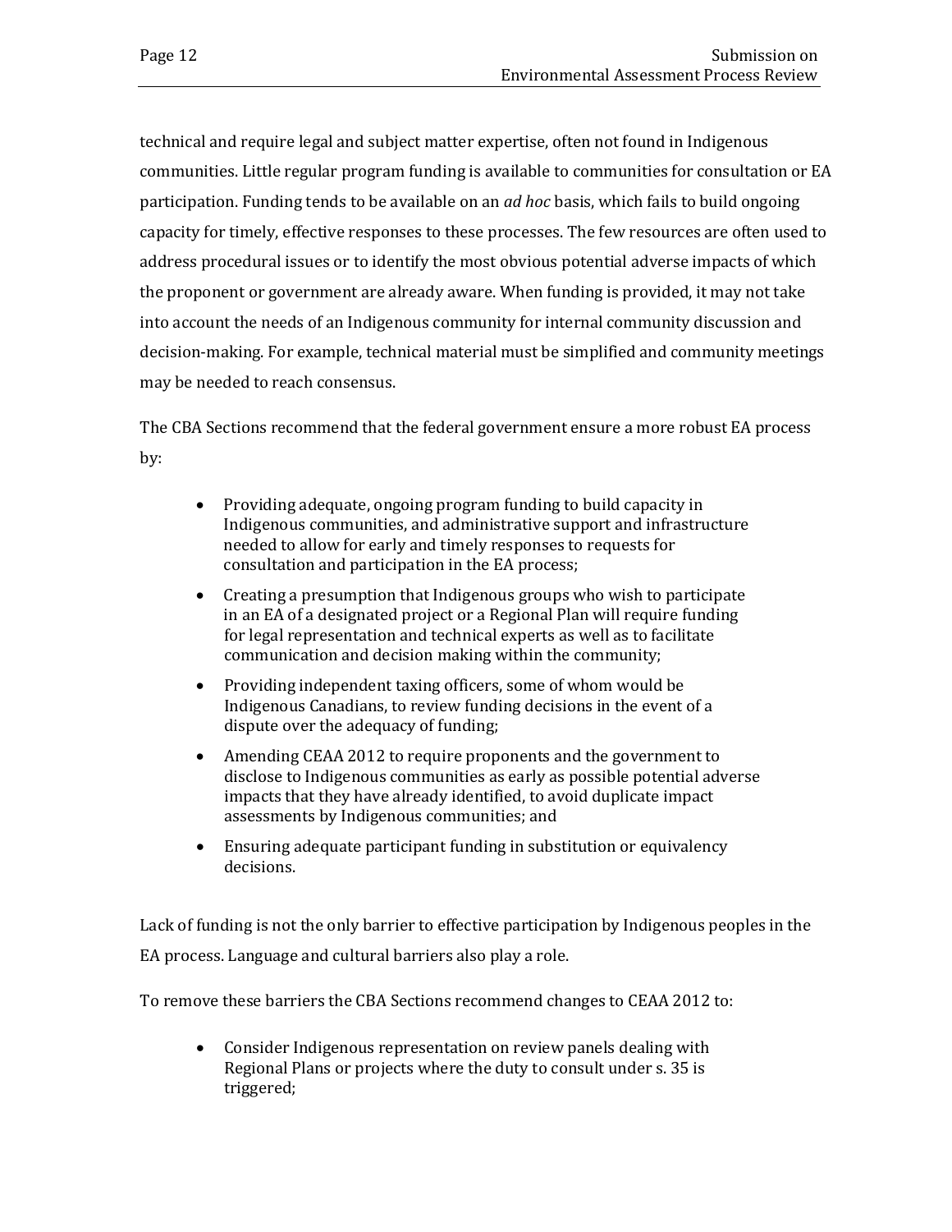technical and require legal and subject matter expertise, often not found in Indigenous communities. Little regular program funding is available to communities for consultation or EA participation. Funding tends to be available on an *ad hoc* basis, which fails to build ongoing capacity for timely, effective responses to these processes. The few resources are often used to address procedural issues or to identify the most obvious potential adverse impacts of which the proponent or government are already aware. When funding is provided, it may not take into account the needs of an Indigenous community for internal community discussion and decision-making. For example, technical material must be simplified and community meetings may be needed to reach consensus.

The CBA Sections recommend that the federal government ensure a more robust EA process by:

- Providing adequate, ongoing program funding to build capacity in Indigenous communities, and administrative support and infrastructure needed to allow for early and timely responses to requests for consultation and participation in the EA process;
- Creating a presumption that Indigenous groups who wish to participate in an EA of a designated project or a Regional Plan will require funding for legal representation and technical experts as well as to facilitate communication and decision making within the community;
- Providing independent taxing officers, some of whom would be Indigenous Canadians, to review funding decisions in the event of a dispute over the adequacy of funding;
- Amending CEAA 2012 to require proponents and the government to disclose to Indigenous communities as early as possible potential adverse impacts that they have already identified, to avoid duplicate impact assessments by Indigenous communities; and
- Ensuring adequate participant funding in substitution or equivalency decisions.

Lack of funding is not the only barrier to effective participation by Indigenous peoples in the EA process. Language and cultural barriers also play a role.

To remove these barriers the CBA Sections recommend changes to CEAA 2012 to:

- Consider Indigenous representation on review panels dealing with Regional Plans or projects where the duty to consult under s. 35 is triggered;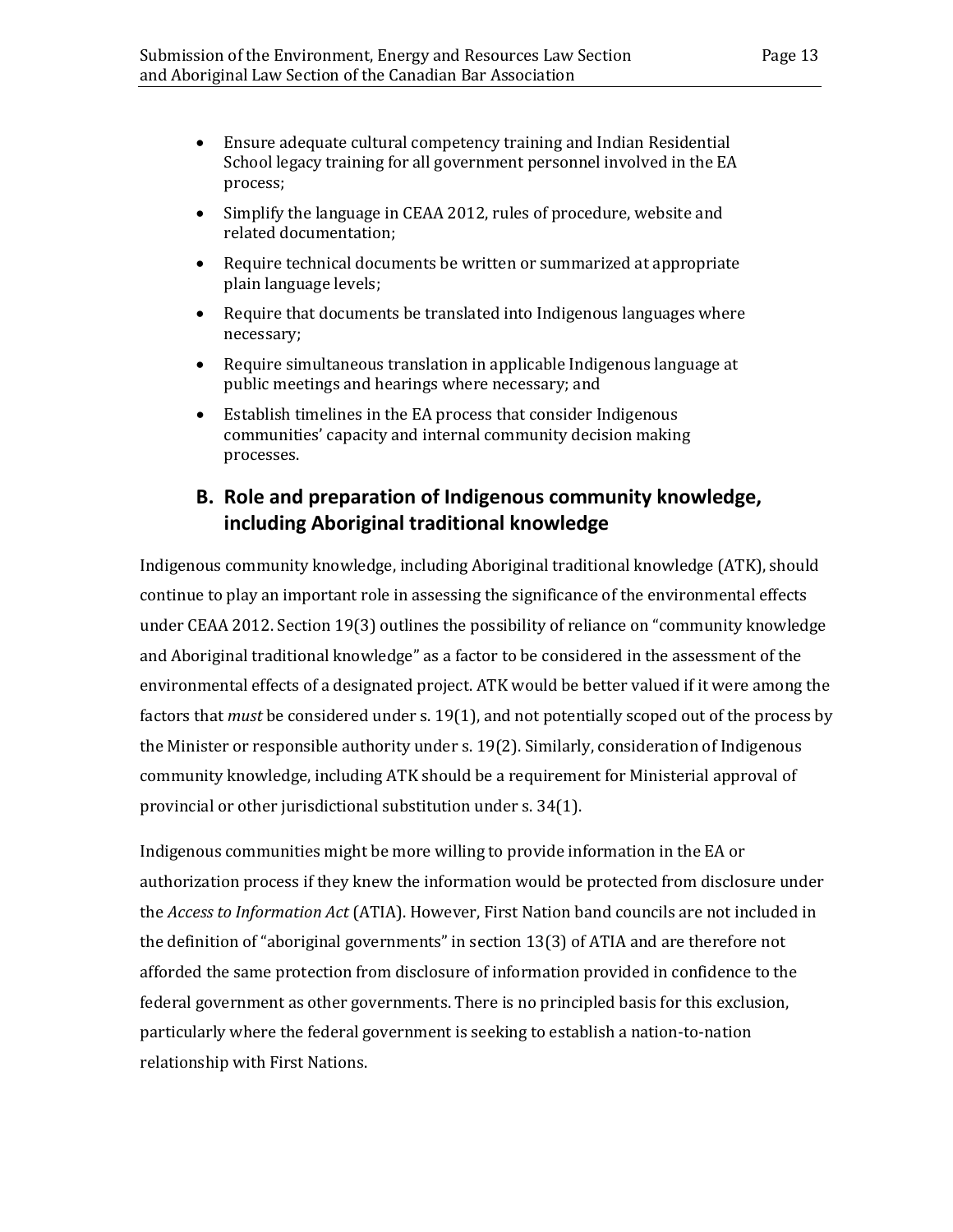- Ensure adequate cultural competency training and Indian Residential School legacy training for all government personnel involved in the EA process;
- Simplify the language in CEAA 2012, rules of procedure, website and related documentation;
- Require technical documents be written or summarized at appropriate plain language levels;
- Require that documents be translated into Indigenous languages where necessary;
- Require simultaneous translation in applicable Indigenous language at public meetings and hearings where necessary; and
- Establish timelines in the EA process that consider Indigenous communities' capacity and internal community decision making processes.

## B. Role and preparation of Indigenous community knowledge, including Aboriginal traditional knowledge

Indigenous community knowledge, including Aboriginal traditional knowledge (ATK), should continue to play an important role in assessing the significance of the environmental effects under CEAA 2012. Section 19(3) outlines the possibility of reliance on "community knowledge and Aboriginal traditional knowledge" as a factor to be considered in the assessment of the environmental effects of a designated project. ATK would be better valued if it were among the factors that *must* be considered under s. 19(1), and not potentially scoped out of the process by the Minister or responsible authority under s. 19(2). Similarly, consideration of Indigenous community knowledge, including ATK should be a requirement for Ministerial approval of provincial or other jurisdictional substitution under s. 34(1).

Indigenous communities might be more willing to provide information in the EA or authorization process if they knew the information would be protected from disclosure under the *Access to Information Act* (ATIA). However, First Nation band councils are not included in the definition of "aboriginal governments" in section 13(3) of ATIA and are therefore not afforded the same protection from disclosure of information provided in confidence to the federal government as other governments. There is no principled basis for this exclusion, particularly where the federal government is seeking to establish a nation-to-nation relationship with First Nations.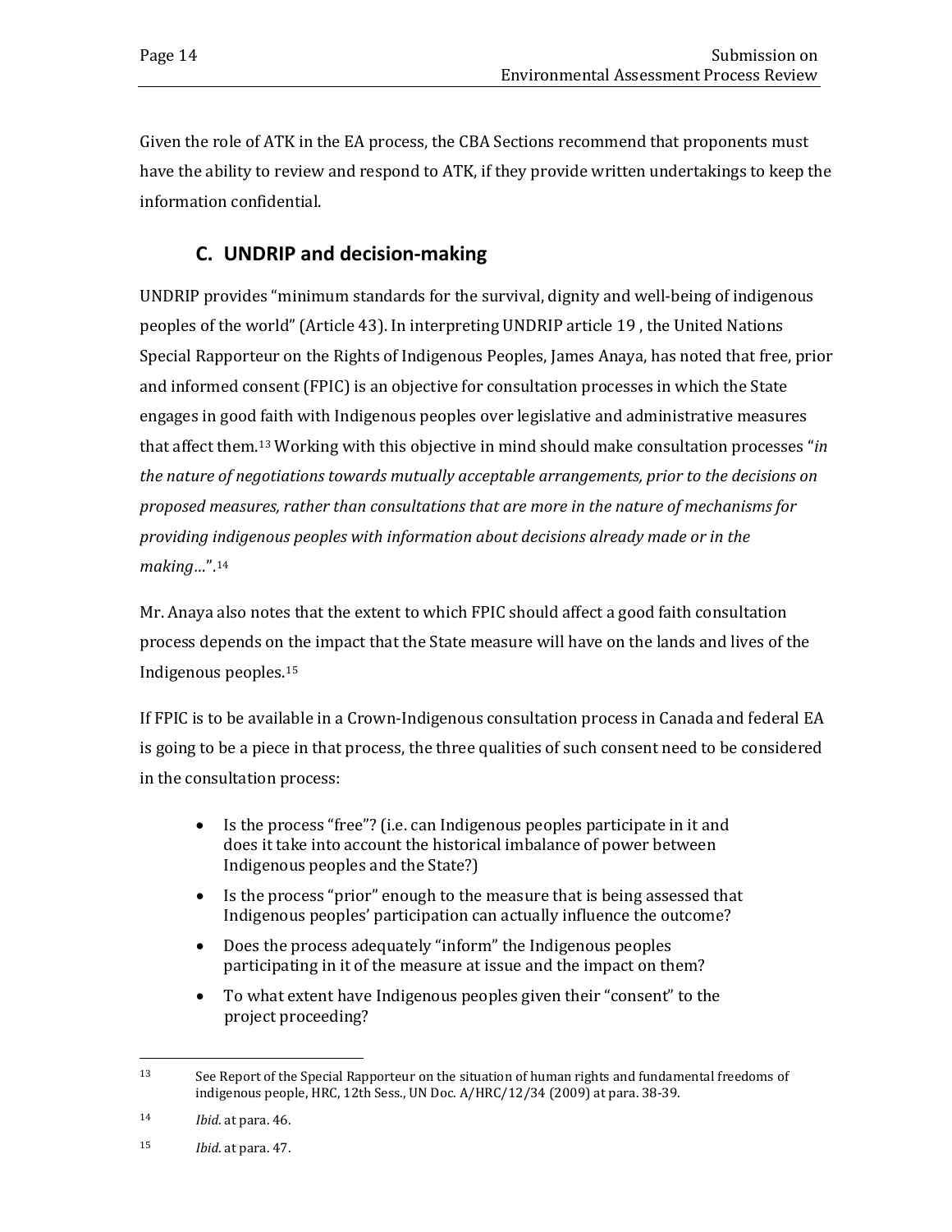Given the role of ATK in the EA process, the CBA Sections recommend that proponents must have the ability to review and respond to ATK, if they provide written undertakings to keep the information confidential.

## C. UNDRIP and decision-making

UNDRIP provides "minimum standards for the survival, dignity and well-being of indigenous peoples of the world" (Article 43). In interpreting UNDRIP article 19 , the United Nations Special Rapporteur on the Rights of Indigenous Peoples, James Anaya, has noted that free, prior and informed consent (FPIC) is an objective for consultation processes in which the State engages in good faith with Indigenous peoples over legislative and administrative measures that affect them.[13] Working with this objective in mind should make consultation processes "*in the nature of negotiations towards mutually acceptable arrangements, prior to the decisions on proposed measures, rather than consultations that are more in the nature of mechanisms for providing indigenous peoples with information about decisions already made or in the making…*".[14]

Mr. Anaya also notes that the extent to which FPIC should affect a good faith consultation process depends on the impact that the State measure will have on the lands and lives of the Indigenous peoples.[15]

If FPIC is to be available in a Crown-Indigenous consultation process in Canada and federal EA is going to be a piece in that process, the three qualities of such consent need to be considered in the consultation process:

- Is the process "free"? (i.e. can Indigenous peoples participate in it and does it take into account the historical imbalance of power between Indigenous peoples and the State?)
- Is the process "prior" enough to the measure that is being assessed that Indigenous peoples' participation can actually influence the outcome?
- Does the process adequately "inform" the Indigenous peoples participating in it of the measure at issue and the impact on them?
- To what extent have Indigenous peoples given their "consent" to the project proceeding?

---

[13] See Report of the Special Rapporteur on the situation of human rights and fundamental freedoms of indigenous people, HRC, 12th Sess., UN Doc. A/HRC/12/34 (2009) at para. 38-39.

[14] *Ibid.* at para. 46.

[15] *Ibid.* at para. 47.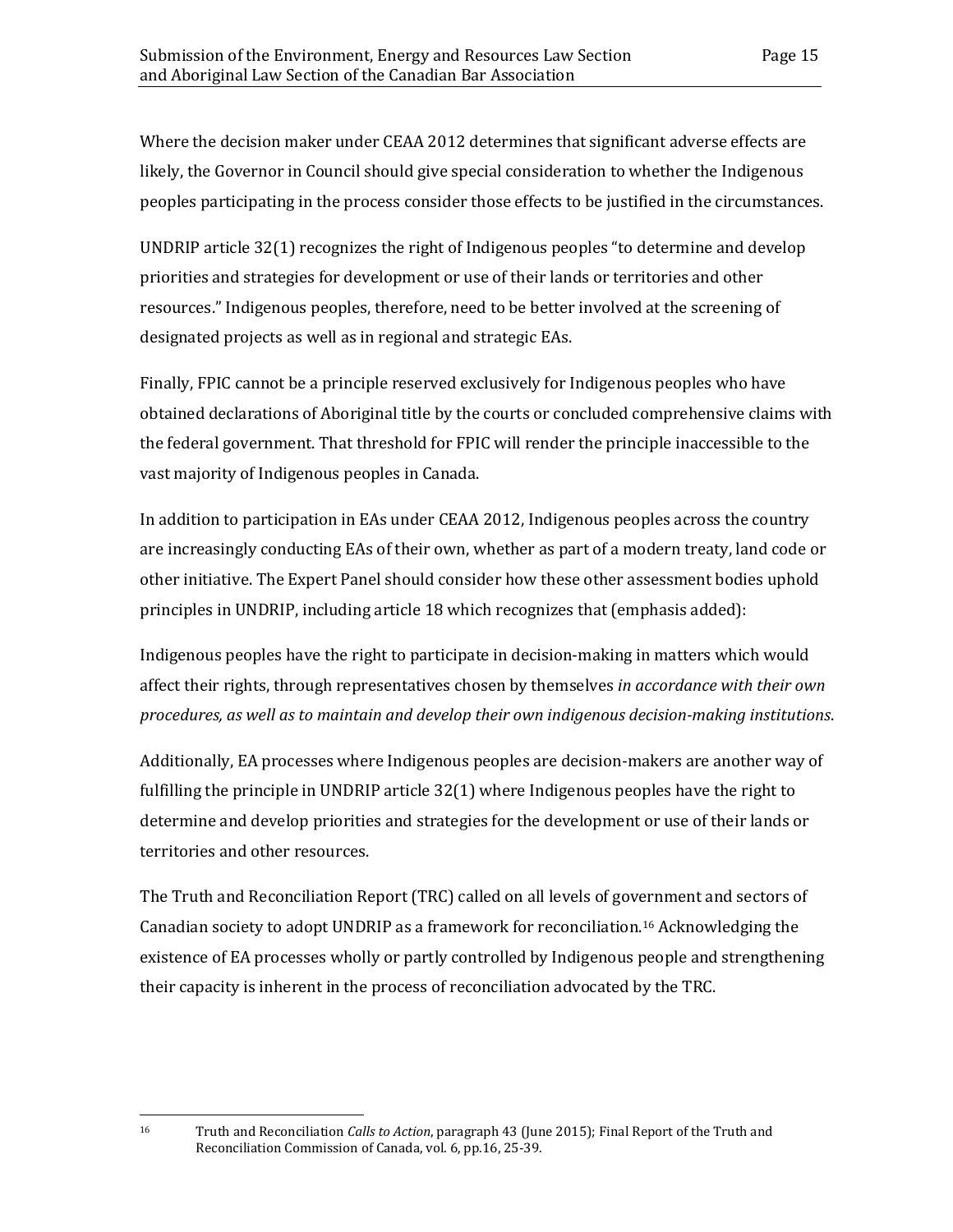Where the decision maker under CEAA 2012 determines that significant adverse effects are likely, the Governor in Council should give special consideration to whether the Indigenous peoples participating in the process consider those effects to be justified in the circumstances.

UNDRIP article 32(1) recognizes the right of Indigenous peoples "to determine and develop priorities and strategies for development or use of their lands or territories and other resources." Indigenous peoples, therefore, need to be better involved at the screening of designated projects as well as in regional and strategic EAs.

Finally, FPIC cannot be a principle reserved exclusively for Indigenous peoples who have obtained declarations of Aboriginal title by the courts or concluded comprehensive claims with the federal government. That threshold for FPIC will render the principle inaccessible to the vast majority of Indigenous peoples in Canada.

In addition to participation in EAs under CEAA 2012, Indigenous peoples across the country are increasingly conducting EAs of their own, whether as part of a modern treaty, land code or other initiative. The Expert Panel should consider how these other assessment bodies uphold principles in UNDRIP, including article 18 which recognizes that (emphasis added):

Indigenous peoples have the right to participate in decision-making in matters which would affect their rights, through representatives chosen by themselves *in accordance with their own procedures, as well as to maintain and develop their own indigenous decision-making institutions*.

Additionally, EA processes where Indigenous peoples are decision-makers are another way of fulfilling the principle in UNDRIP article 32(1) where Indigenous peoples have the right to determine and develop priorities and strategies for the development or use of their lands or territories and other resources.

The Truth and Reconciliation Report (TRC) called on all levels of government and sectors of Canadian society to adopt UNDRIP as a framework for reconciliation.[16] Acknowledging the existence of EA processes wholly or partly controlled by Indigenous people and strengthening their capacity is inherent in the process of reconciliation advocated by the TRC.

---

[16] Truth and Reconciliation *Calls to Action*, paragraph 43 (June 2015); Final Report of the Truth and Reconciliation Commission of Canada, vol. 6, pp.16, 25-39.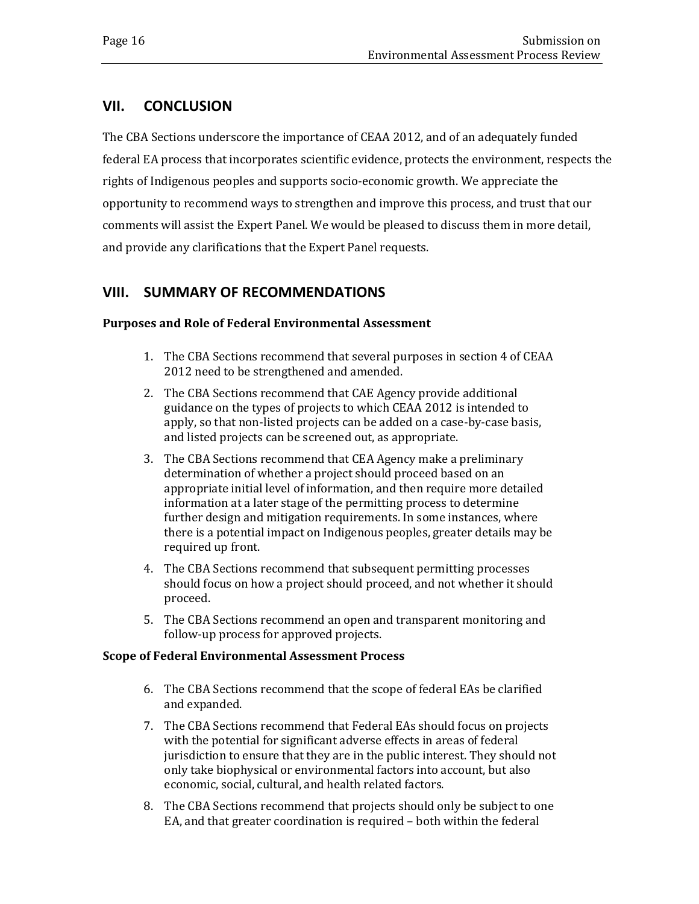## VII. CONCLUSION

The CBA Sections underscore the importance of CEAA 2012, and of an adequately funded federal EA process that incorporates scientific evidence, protects the environment, respects the rights of Indigenous peoples and supports socio-economic growth. We appreciate the opportunity to recommend ways to strengthen and improve this process, and trust that our comments will assist the Expert Panel. We would be pleased to discuss them in more detail, and provide any clarifications that the Expert Panel requests.

## VIII. SUMMARY OF RECOMMENDATIONS

**Purposes and Role of Federal Environmental Assessment**

1. The CBA Sections recommend that several purposes in section 4 of CEAA 2012 need to be strengthened and amended.
2. The CBA Sections recommend that CAE Agency provide additional guidance on the types of projects to which CEAA 2012 is intended to apply, so that non-listed projects can be added on a case-by-case basis, and listed projects can be screened out, as appropriate.
3. The CBA Sections recommend that CEA Agency make a preliminary determination of whether a project should proceed based on an appropriate initial level of information, and then require more detailed information at a later stage of the permitting process to determine further design and mitigation requirements. In some instances, where there is a potential impact on Indigenous peoples, greater details may be required up front.
4. The CBA Sections recommend that subsequent permitting processes should focus on how a project should proceed, and not whether it should proceed.
5. The CBA Sections recommend an open and transparent monitoring and follow-up process for approved projects.

**Scope of Federal Environmental Assessment Process**

6. The CBA Sections recommend that the scope of federal EAs be clarified and expanded.
7. The CBA Sections recommend that Federal EAs should focus on projects with the potential for significant adverse effects in areas of federal jurisdiction to ensure that they are in the public interest. They should not only take biophysical or environmental factors into account, but also economic, social, cultural, and health related factors.
8. The CBA Sections recommend that projects should only be subject to one EA, and that greater coordination is required – both within the federal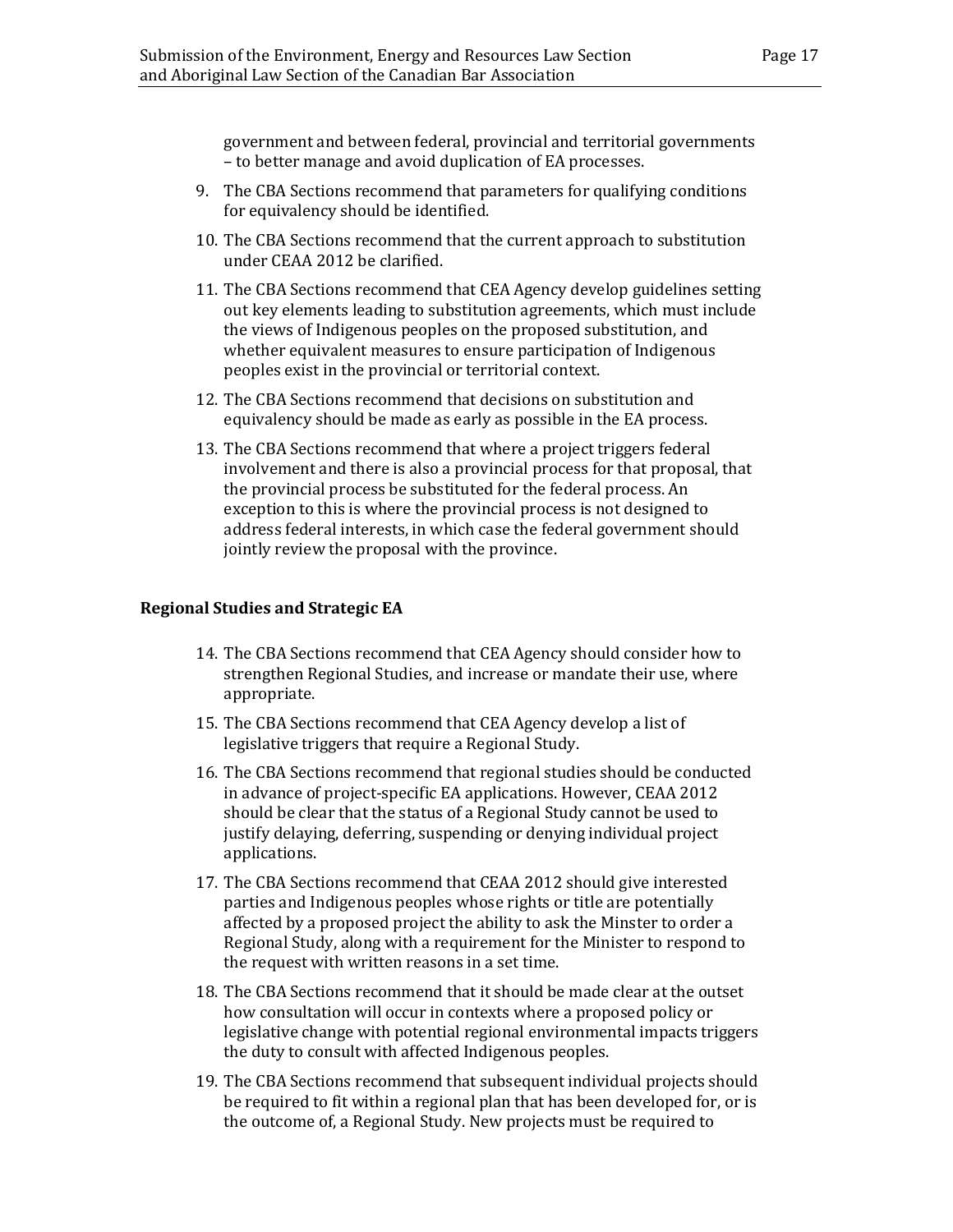government and between federal, provincial and territorial governments – to better manage and avoid duplication of EA processes.

9. The CBA Sections recommend that parameters for qualifying conditions for equivalency should be identified.
10. The CBA Sections recommend that the current approach to substitution under CEAA 2012 be clarified.
11. The CBA Sections recommend that CEA Agency develop guidelines setting out key elements leading to substitution agreements, which must include the views of Indigenous peoples on the proposed substitution, and whether equivalent measures to ensure participation of Indigenous peoples exist in the provincial or territorial context.
12. The CBA Sections recommend that decisions on substitution and equivalency should be made as early as possible in the EA process.
13. The CBA Sections recommend that where a project triggers federal involvement and there is also a provincial process for that proposal, that the provincial process be substituted for the federal process. An exception to this is where the provincial process is not designed to address federal interests, in which case the federal government should jointly review the proposal with the province.

**Regional Studies and Strategic EA**

14. The CBA Sections recommend that CEA Agency should consider how to strengthen Regional Studies, and increase or mandate their use, where appropriate.
15. The CBA Sections recommend that CEA Agency develop a list of legislative triggers that require a Regional Study.
16. The CBA Sections recommend that regional studies should be conducted in advance of project-specific EA applications. However, CEAA 2012 should be clear that the status of a Regional Study cannot be used to justify delaying, deferring, suspending or denying individual project applications.
17. The CBA Sections recommend that CEAA 2012 should give interested parties and Indigenous peoples whose rights or title are potentially affected by a proposed project the ability to ask the Minster to order a Regional Study, along with a requirement for the Minister to respond to the request with written reasons in a set time.
18. The CBA Sections recommend that it should be made clear at the outset how consultation will occur in contexts where a proposed policy or legislative change with potential regional environmental impacts triggers the duty to consult with affected Indigenous peoples.
19. The CBA Sections recommend that subsequent individual projects should be required to fit within a regional plan that has been developed for, or is the outcome of, a Regional Study. New projects must be required to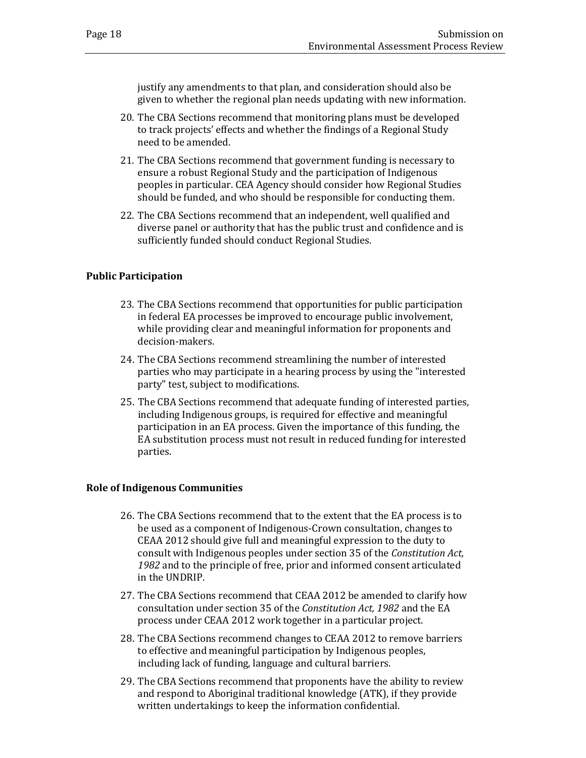justify any amendments to that plan, and consideration should also be given to whether the regional plan needs updating with new information.

20. The CBA Sections recommend that monitoring plans must be developed to track projects' effects and whether the findings of a Regional Study need to be amended.
21. The CBA Sections recommend that government funding is necessary to ensure a robust Regional Study and the participation of Indigenous peoples in particular. CEA Agency should consider how Regional Studies should be funded, and who should be responsible for conducting them.
22. The CBA Sections recommend that an independent, well qualified and diverse panel or authority that has the public trust and confidence and is sufficiently funded should conduct Regional Studies.

**Public Participation**

23. The CBA Sections recommend that opportunities for public participation in federal EA processes be improved to encourage public involvement, while providing clear and meaningful information for proponents and decision-makers.
24. The CBA Sections recommend streamlining the number of interested parties who may participate in a hearing process by using the "interested party" test, subject to modifications.
25. The CBA Sections recommend that adequate funding of interested parties, including Indigenous groups, is required for effective and meaningful participation in an EA process. Given the importance of this funding, the EA substitution process must not result in reduced funding for interested parties.

**Role of Indigenous Communities**

26. The CBA Sections recommend that to the extent that the EA process is to be used as a component of Indigenous-Crown consultation, changes to CEAA 2012 should give full and meaningful expression to the duty to consult with Indigenous peoples under section 35 of the *Constitution Act, 1982* and to the principle of free, prior and informed consent articulated in the UNDRIP.
27. The CBA Sections recommend that CEAA 2012 be amended to clarify how consultation under section 35 of the *Constitution Act, 1982* and the EA process under CEAA 2012 work together in a particular project.
28. The CBA Sections recommend changes to CEAA 2012 to remove barriers to effective and meaningful participation by Indigenous peoples, including lack of funding, language and cultural barriers.
29. The CBA Sections recommend that proponents have the ability to review and respond to Aboriginal traditional knowledge (ATK), if they provide written undertakings to keep the information confidential.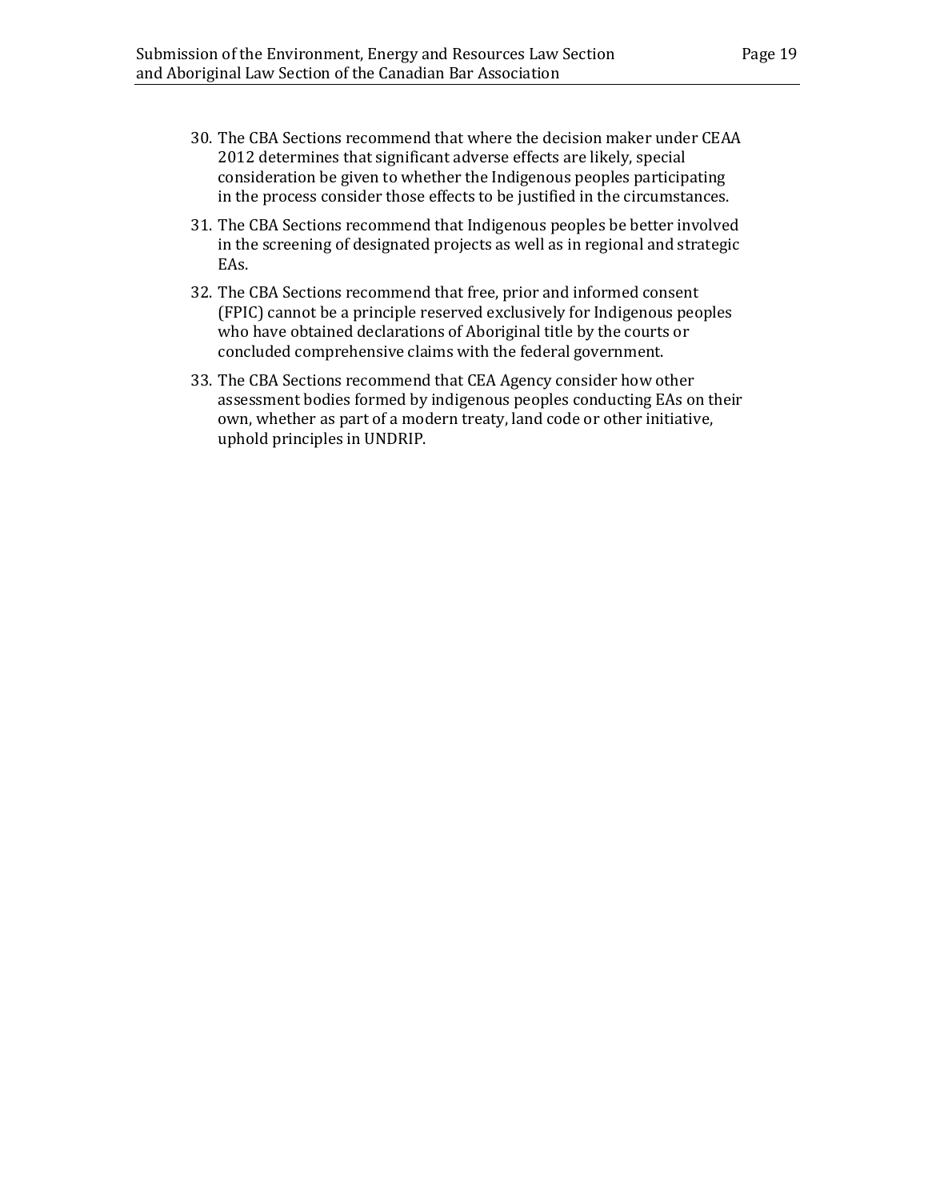30. The CBA Sections recommend that where the decision maker under CEAA 2012 determines that significant adverse effects are likely, special consideration be given to whether the Indigenous peoples participating in the process consider those effects to be justified in the circumstances.
31. The CBA Sections recommend that Indigenous peoples be better involved in the screening of designated projects as well as in regional and strategic EAs.
32. The CBA Sections recommend that free, prior and informed consent (FPIC) cannot be a principle reserved exclusively for Indigenous peoples who have obtained declarations of Aboriginal title by the courts or concluded comprehensive claims with the federal government.
33. The CBA Sections recommend that CEA Agency consider how other assessment bodies formed by indigenous peoples conducting EAs on their own, whether as part of a modern treaty, land code or other initiative, uphold principles in UNDRIP.